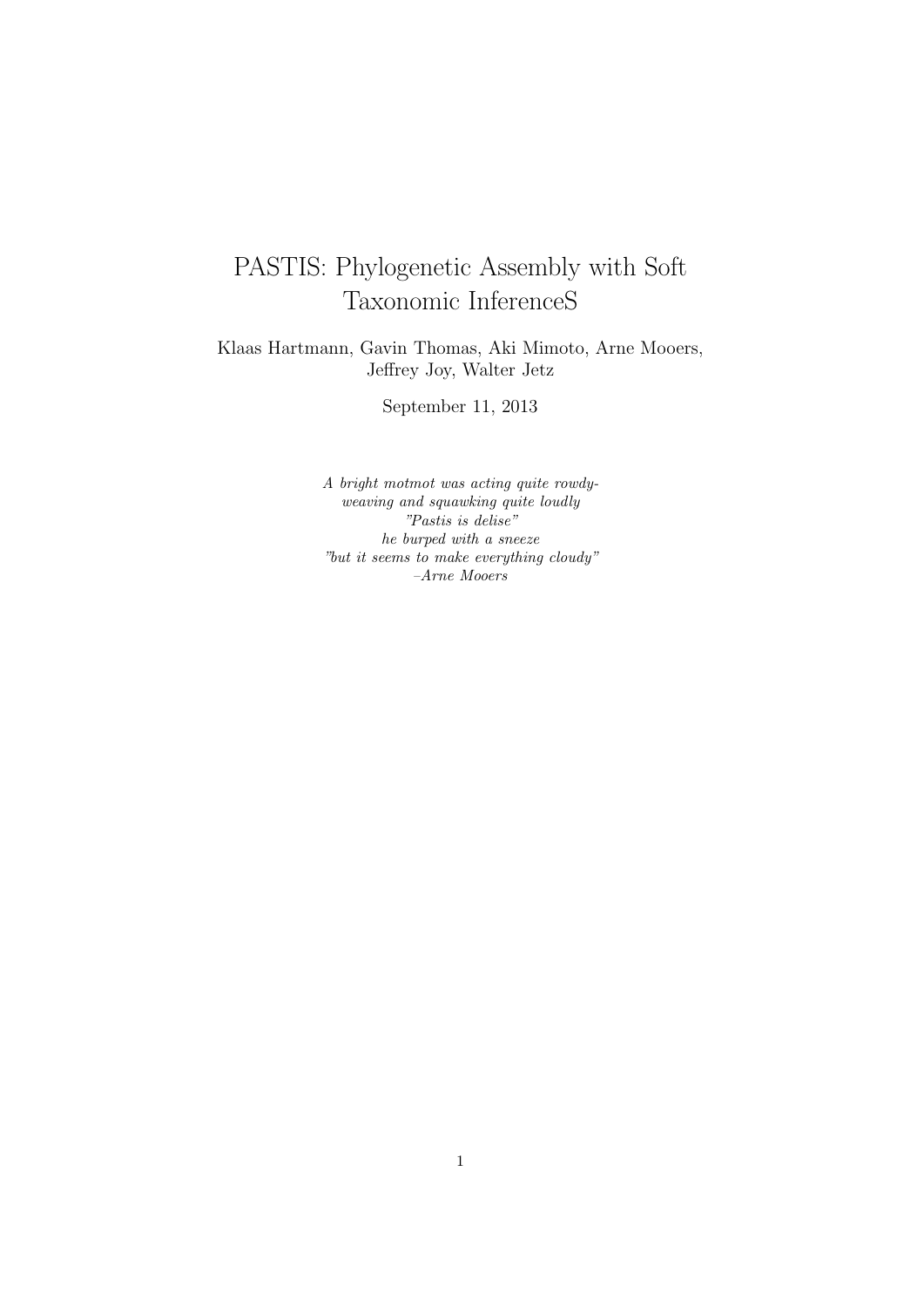# PASTIS: Phylogenetic Assembly with Soft Taxonomic InferenceS

Klaas Hartmann, Gavin Thomas, Aki Mimoto, Arne Mooers, Jeffrey Joy, Walter Jetz

September 11, 2013

*A bright motmot was acting quite rowdy-*
*weaving and squawking quite loudly*
*"Pastis is delise"*
*he burped with a sneeze*
*"but it seems to make everything cloudy"*
*–Arne Mooers*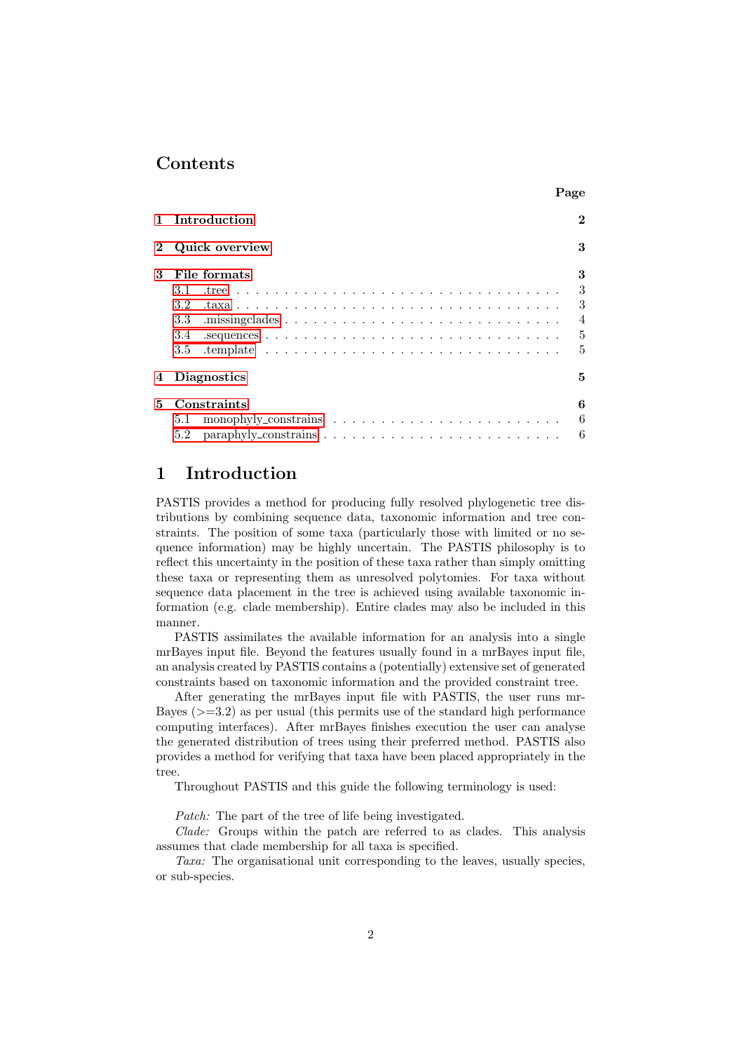# Contents

| | Page |
|---|---|
| **1 Introduction** | **2** |
| **2 Quick overview** | **3** |
| **3 File formats** | **3** |
| 3.1 .tree | 3 |
| 3.2 .taxa | 3 |
| 3.3 .missingclades | 4 |
| 3.4 .sequences | 5 |
| 3.5 .template | 5 |
| **4 Diagnostics** | **5** |
| **5 Constraints** | **6** |
| 5.1 monophyly_constrains | 6 |
| 5.2 paraphyly_constrains | 6 |

# 1 Introduction

PASTIS provides a method for producing fully resolved phylogenetic tree distributions by combining sequence data, taxonomic information and tree constraints. The position of some taxa (particularly those with limited or no sequence information) may be highly uncertain. The PASTIS philosophy is to reflect this uncertainty in the position of these taxa rather than simply omitting these taxa or representing them as unresolved polytomies. For taxa without sequence data placement in the tree is achieved using available taxonomic information (e.g. clade membership). Entire clades may also be included in this manner.

PASTIS assimilates the available information for an analysis into a single mrBayes input file. Beyond the features usually found in a mrBayes input file, an analysis created by PASTIS contains a (potentially) extensive set of generated constraints based on taxonomic information and the provided constraint tree.

After generating the mrBayes input file with PASTIS, the user runs mrBayes (>=3.2) as per usual (this permits use of the standard high performance computing interfaces). After mrBayes finishes execution the user can analyse the generated distribution of trees using their preferred method. PASTIS also provides a method for verifying that taxa have been placed appropriately in the tree.

Throughout PASTIS and this guide the following terminology is used:

*Patch:* The part of the tree of life being investigated.

*Clade:* Groups within the patch are referred to as clades. This analysis assumes that clade membership for all taxa is specified.

*Taxa:* The organisational unit corresponding to the leaves, usually species, or sub-species.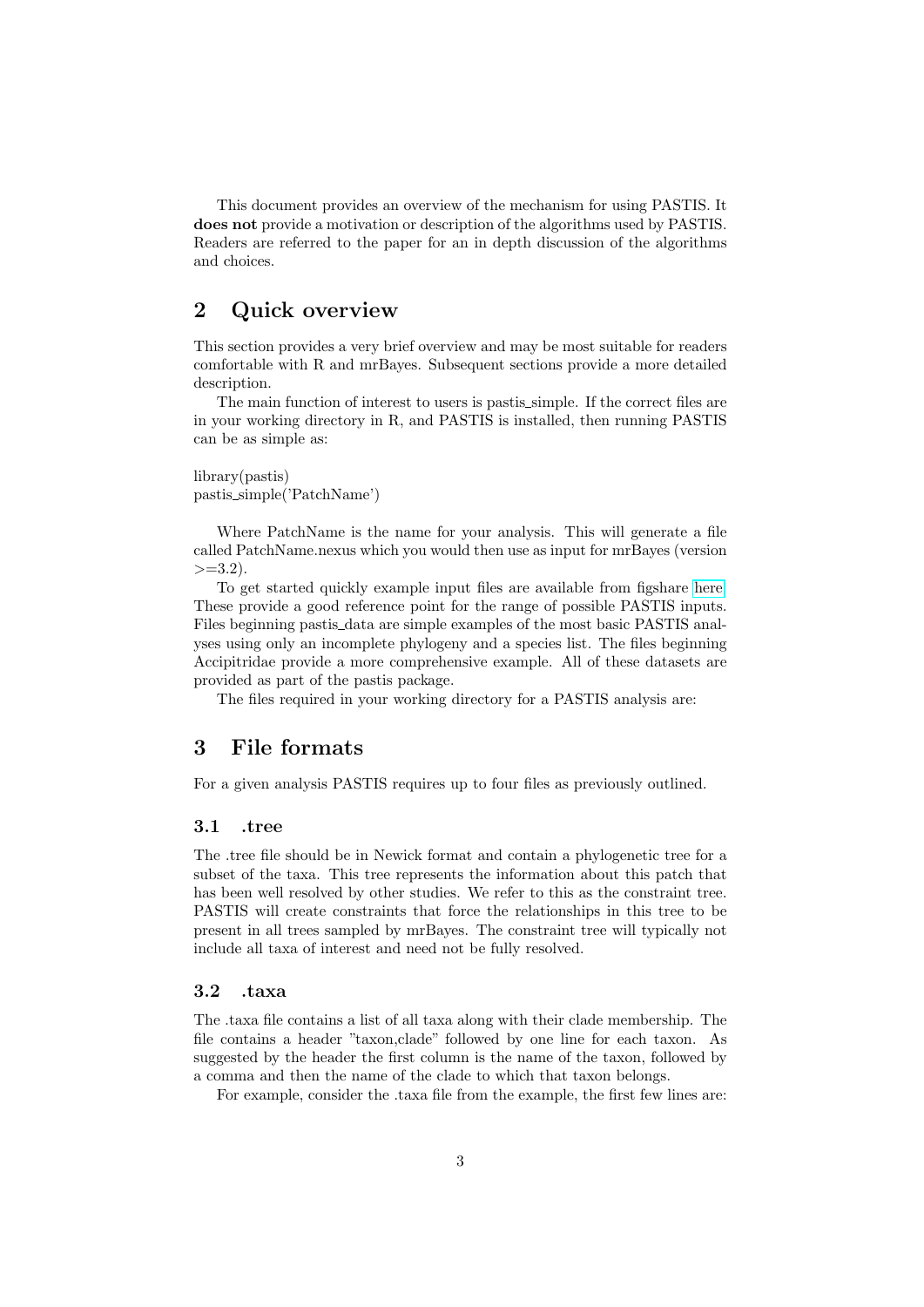This document provides an overview of the mechanism for using PASTIS. It **does not** provide a motivation or description of the algorithms used by PASTIS. Readers are referred to the paper for an in depth discussion of the algorithms and choices.

## 2 Quick overview

This section provides a very brief overview and may be most suitable for readers comfortable with R and mrBayes. Subsequent sections provide a more detailed description.

The main function of interest to users is pastis_simple. If the correct files are in your working directory in R, and PASTIS is installed, then running PASTIS can be as simple as:

```
library(pastis)
pastis_simple('PatchName')
```

Where PatchName is the name for your analysis. This will generate a file called PatchName.nexus which you would then use as input for mrBayes (version >=3.2).

To get started quickly example input files are available from figshare here. These provide a good reference point for the range of possible PASTIS inputs. Files beginning pastis_data are simple examples of the most basic PASTIS analyses using only an incomplete phylogeny and a species list. The files beginning Accipitridae provide a more comprehensive example. All of these datasets are provided as part of the pastis package.

The files required in your working directory for a PASTIS analysis are:

## 3 File formats

For a given analysis PASTIS requires up to four files as previously outlined.

### 3.1 .tree

The .tree file should be in Newick format and contain a phylogenetic tree for a subset of the taxa. This tree represents the information about this patch that has been well resolved by other studies. We refer to this as the constraint tree. PASTIS will create constraints that force the relationships in this tree to be present in all trees sampled by mrBayes. The constraint tree will typically not include all taxa of interest and need not be fully resolved.

### 3.2 .taxa

The .taxa file contains a list of all taxa along with their clade membership. The file contains a header "taxon,clade" followed by one line for each taxon. As suggested by the header the first column is the name of the taxon, followed by a comma and then the name of the clade to which that taxon belongs.

For example, consider the .taxa file from the example, the first few lines are: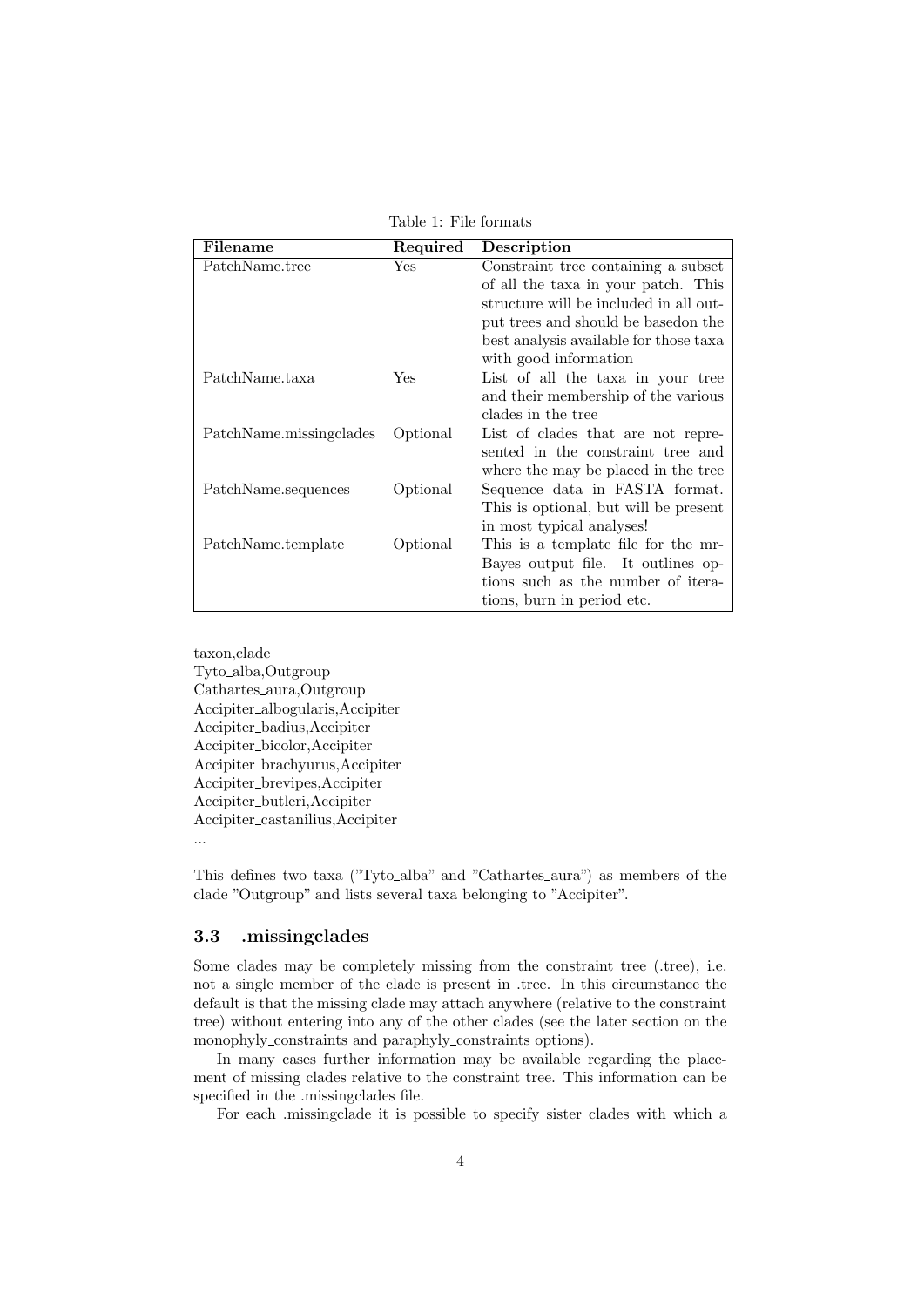Table 1: File formats

| Filename | Required | Description |
|---|---|---|
| PatchName.tree | Yes | Constraint tree containing a subset of all the taxa in your patch. This structure will be included in all output trees and should be basedon the best analysis available for those taxa with good information |
| PatchName.taxa | Yes | List of all the taxa in your tree and their membership of the various clades in the tree |
| PatchName.missingclades | Optional | List of clades that are not represented in the constraint tree and where the may be placed in the tree |
| PatchName.sequences | Optional | Sequence data in FASTA format. This is optional, but will be present in most typical analyses! |
| PatchName.template | Optional | This is a template file for the mrBayes output file. It outlines options such as the number of iterations, burn in period etc. |

```
taxon,clade
Tyto_alba,Outgroup
Cathartes_aura,Outgroup
Accipiter_albogularis,Accipiter
Accipiter_badius,Accipiter
Accipiter_bicolor,Accipiter
Accipiter_brachyurus,Accipiter
Accipiter_brevipes,Accipiter
Accipiter_butleri,Accipiter
Accipiter_castanilius,Accipiter
...
```

This defines two taxa ("Tyto_alba" and "Cathartes_aura") as members of the clade "Outgroup" and lists several taxa belonging to "Accipiter".

### 3.3 .missingclades

Some clades may be completely missing from the constraint tree (.tree), i.e. not a single member of the clade is present in .tree. In this circumstance the default is that the missing clade may attach anywhere (relative to the constraint tree) without entering into any of the other clades (see the later section on the monophyly_constraints and paraphyly_constraints options).

In many cases further information may be available regarding the placement of missing clades relative to the constraint tree. This information can be specified in the .missingclades file.

For each .missingclade it is possible to specify sister clades with which a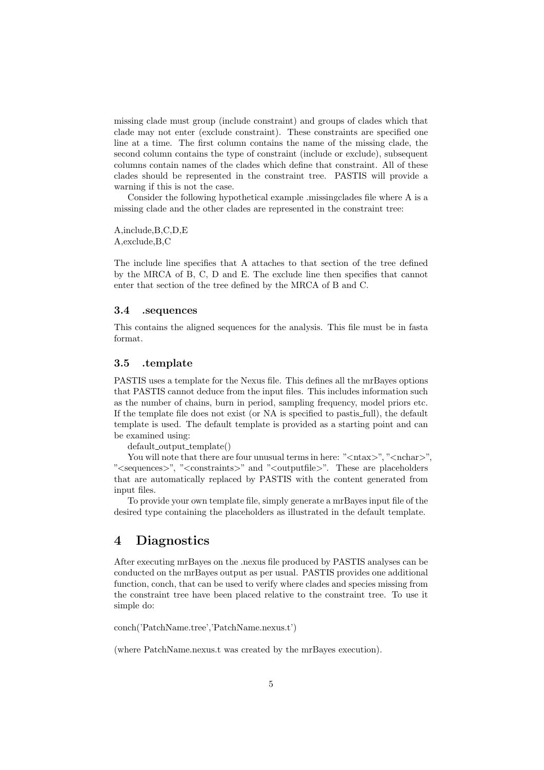missing clade must group (include constraint) and groups of clades which that clade may not enter (exclude constraint). These constraints are specified one line at a time. The first column contains the name of the missing clade, the second column contains the type of constraint (include or exclude), subsequent columns contain names of the clades which define that constraint. All of these clades should be represented in the constraint tree. PASTIS will provide a warning if this is not the case.

Consider the following hypothetical example .missingclades file where A is a missing clade and the other clades are represented in the constraint tree:

```
A,include,B,C,D,E
A,exclude,B,C
```

The include line specifies that A attaches to that section of the tree defined by the MRCA of B, C, D and E. The exclude line then specifies that cannot enter that section of the tree defined by the MRCA of B and C.

### 3.4 .sequences

This contains the aligned sequences for the analysis. This file must be in fasta format.

### 3.5 .template

PASTIS uses a template for the Nexus file. This defines all the mrBayes options that PASTIS cannot deduce from the input files. This includes information such as the number of chains, burn in period, sampling frequency, model priors etc. If the template file does not exist (or NA is specified to pastis_full), the default template is used. The default template is provided as a starting point and can be examined using:

default_output_template()

You will note that there are four unusual terms in here: "<ntax>", "<nchar>", "<sequences>", "<constraints>" and "<outputfile>". These are placeholders that are automatically replaced by PASTIS with the content generated from input files.

To provide your own template file, simply generate a mrBayes input file of the desired type containing the placeholders as illustrated in the default template.

## 4 Diagnostics

After executing mrBayes on the .nexus file produced by PASTIS analyses can be conducted on the mrBayes output as per usual. PASTIS provides one additional function, conch, that can be used to verify where clades and species missing from the constraint tree have been placed relative to the constraint tree. To use it simple do:

```
conch('PatchName.tree','PatchName.nexus.t')
```

(where PatchName.nexus.t was created by the mrBayes execution).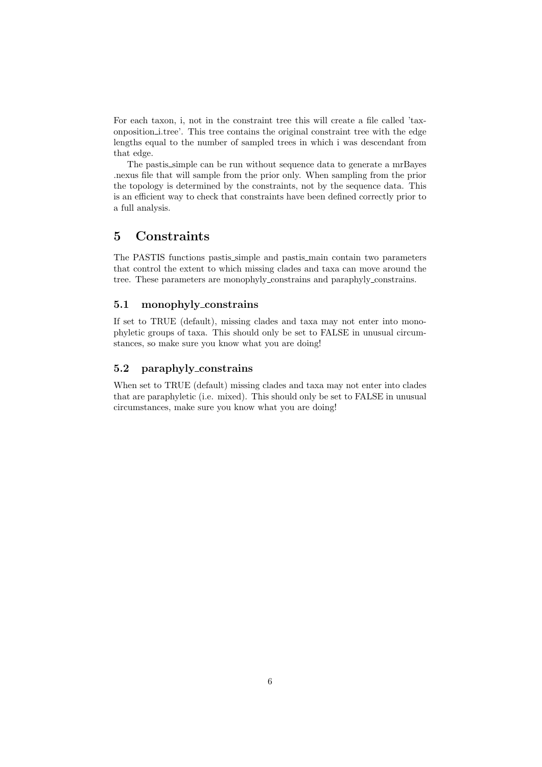For each taxon, i, not in the constraint tree this will create a file called 'taxonposition_i.tree'. This tree contains the original constraint tree with the edge lengths equal to the number of sampled trees in which i was descendant from that edge.

The pastis_simple can be run without sequence data to generate a mrBayes .nexus file that will sample from the prior only. When sampling from the prior the topology is determined by the constraints, not by the sequence data. This is an efficient way to check that constraints have been defined correctly prior to a full analysis.

# 5 Constraints

The PASTIS functions pastis_simple and pastis_main contain two parameters that control the extent to which missing clades and taxa can move around the tree. These parameters are monophyly_constrains and paraphyly_constrains.

## 5.1 monophyly_constrains

If set to TRUE (default), missing clades and taxa may not enter into monophyletic groups of taxa. This should only be set to FALSE in unusual circumstances, so make sure you know what you are doing!

## 5.2 paraphyly_constrains

When set to TRUE (default) missing clades and taxa may not enter into clades that are paraphyletic (i.e. mixed). This should only be set to FALSE in unusual circumstances, make sure you know what you are doing!